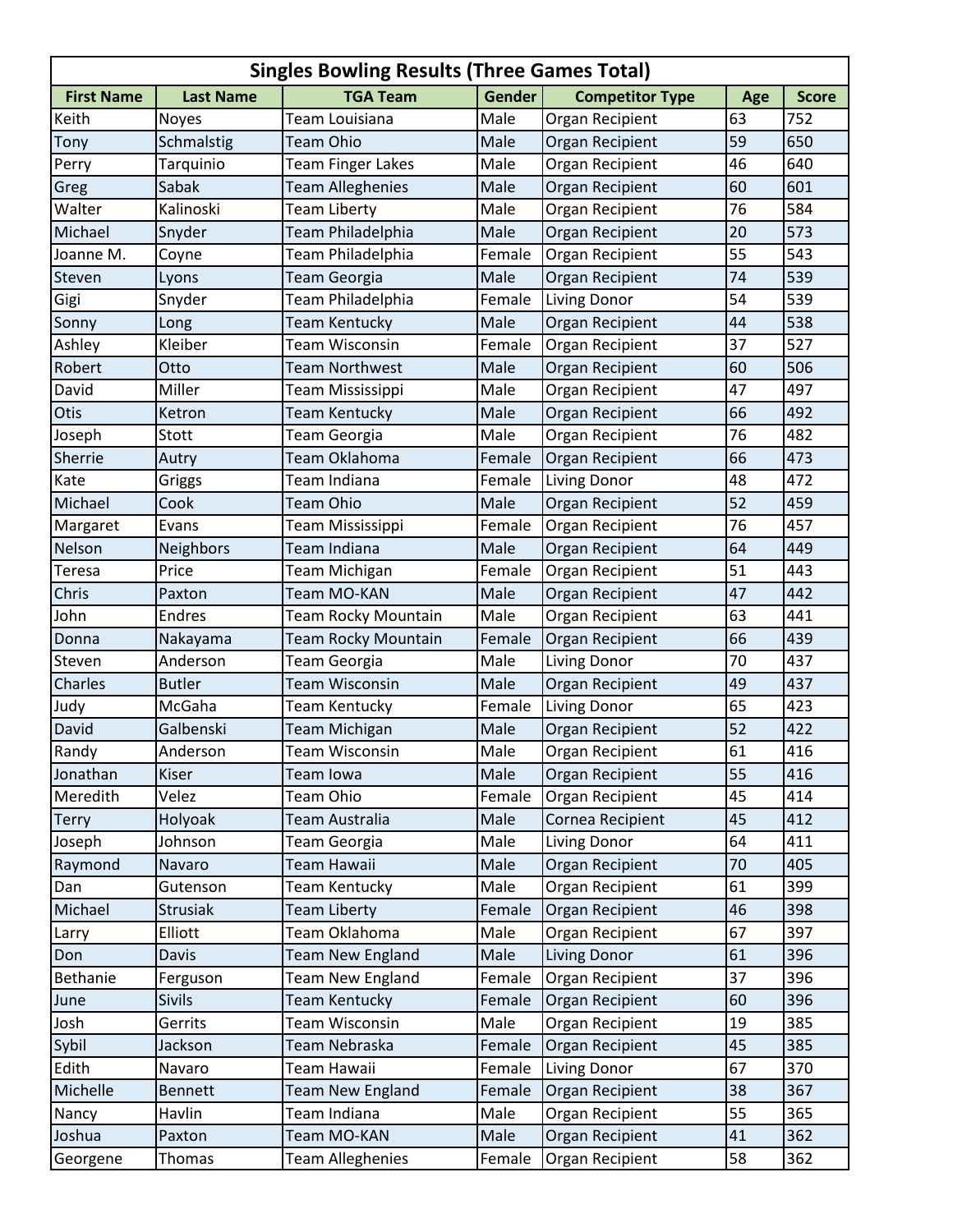| Singles Bowling Results (Three Games Total) | | | | | | |
|---|---|---|---|---|---|---|
| **First Name** | **Last Name** | **TGA Team** | **Gender** | **Competitor Type** | **Age** | **Score** |
| Keith | Noyes | Team Louisiana | Male | Organ Recipient | 63 | 752 |
| Tony | Schmalstig | Team Ohio | Male | Organ Recipient | 59 | 650 |
| Perry | Tarquinio | Team Finger Lakes | Male | Organ Recipient | 46 | 640 |
| Greg | Sabak | Team Alleghenies | Male | Organ Recipient | 60 | 601 |
| Walter | Kalinoski | Team Liberty | Male | Organ Recipient | 76 | 584 |
| Michael | Snyder | Team Philadelphia | Male | Organ Recipient | 20 | 573 |
| Joanne M. | Coyne | Team Philadelphia | Female | Organ Recipient | 55 | 543 |
| Steven | Lyons | Team Georgia | Male | Organ Recipient | 74 | 539 |
| Gigi | Snyder | Team Philadelphia | Female | Living Donor | 54 | 539 |
| Sonny | Long | Team Kentucky | Male | Organ Recipient | 44 | 538 |
| Ashley | Kleiber | Team Wisconsin | Female | Organ Recipient | 37 | 527 |
| Robert | Otto | Team Northwest | Male | Organ Recipient | 60 | 506 |
| David | Miller | Team Mississippi | Male | Organ Recipient | 47 | 497 |
| Otis | Ketron | Team Kentucky | Male | Organ Recipient | 66 | 492 |
| Joseph | Stott | Team Georgia | Male | Organ Recipient | 76 | 482 |
| Sherrie | Autry | Team Oklahoma | Female | Organ Recipient | 66 | 473 |
| Kate | Griggs | Team Indiana | Female | Living Donor | 48 | 472 |
| Michael | Cook | Team Ohio | Male | Organ Recipient | 52 | 459 |
| Margaret | Evans | Team Mississippi | Female | Organ Recipient | 76 | 457 |
| Nelson | Neighbors | Team Indiana | Male | Organ Recipient | 64 | 449 |
| Teresa | Price | Team Michigan | Female | Organ Recipient | 51 | 443 |
| Chris | Paxton | Team MO-KAN | Male | Organ Recipient | 47 | 442 |
| John | Endres | Team Rocky Mountain | Male | Organ Recipient | 63 | 441 |
| Donna | Nakayama | Team Rocky Mountain | Female | Organ Recipient | 66 | 439 |
| Steven | Anderson | Team Georgia | Male | Living Donor | 70 | 437 |
| Charles | Butler | Team Wisconsin | Male | Organ Recipient | 49 | 437 |
| Judy | McGaha | Team Kentucky | Female | Living Donor | 65 | 423 |
| David | Galbenski | Team Michigan | Male | Organ Recipient | 52 | 422 |
| Randy | Anderson | Team Wisconsin | Male | Organ Recipient | 61 | 416 |
| Jonathan | Kiser | Team Iowa | Male | Organ Recipient | 55 | 416 |
| Meredith | Velez | Team Ohio | Female | Organ Recipient | 45 | 414 |
| Terry | Holyoak | Team Australia | Male | Cornea Recipient | 45 | 412 |
| Joseph | Johnson | Team Georgia | Male | Living Donor | 64 | 411 |
| Raymond | Navaro | Team Hawaii | Male | Organ Recipient | 70 | 405 |
| Dan | Gutenson | Team Kentucky | Male | Organ Recipient | 61 | 399 |
| Michael | Strusiak | Team Liberty | Female | Organ Recipient | 46 | 398 |
| Larry | Elliott | Team Oklahoma | Male | Organ Recipient | 67 | 397 |
| Don | Davis | Team New England | Male | Living Donor | 61 | 396 |
| Bethanie | Ferguson | Team New England | Female | Organ Recipient | 37 | 396 |
| June | Sivils | Team Kentucky | Female | Organ Recipient | 60 | 396 |
| Josh | Gerrits | Team Wisconsin | Male | Organ Recipient | 19 | 385 |
| Sybil | Jackson | Team Nebraska | Female | Organ Recipient | 45 | 385 |
| Edith | Navaro | Team Hawaii | Female | Living Donor | 67 | 370 |
| Michelle | Bennett | Team New England | Female | Organ Recipient | 38 | 367 |
| Nancy | Havlin | Team Indiana | Male | Organ Recipient | 55 | 365 |
| Joshua | Paxton | Team MO-KAN | Male | Organ Recipient | 41 | 362 |
| Georgene | Thomas | Team Alleghenies | Female | Organ Recipient | 58 | 362 |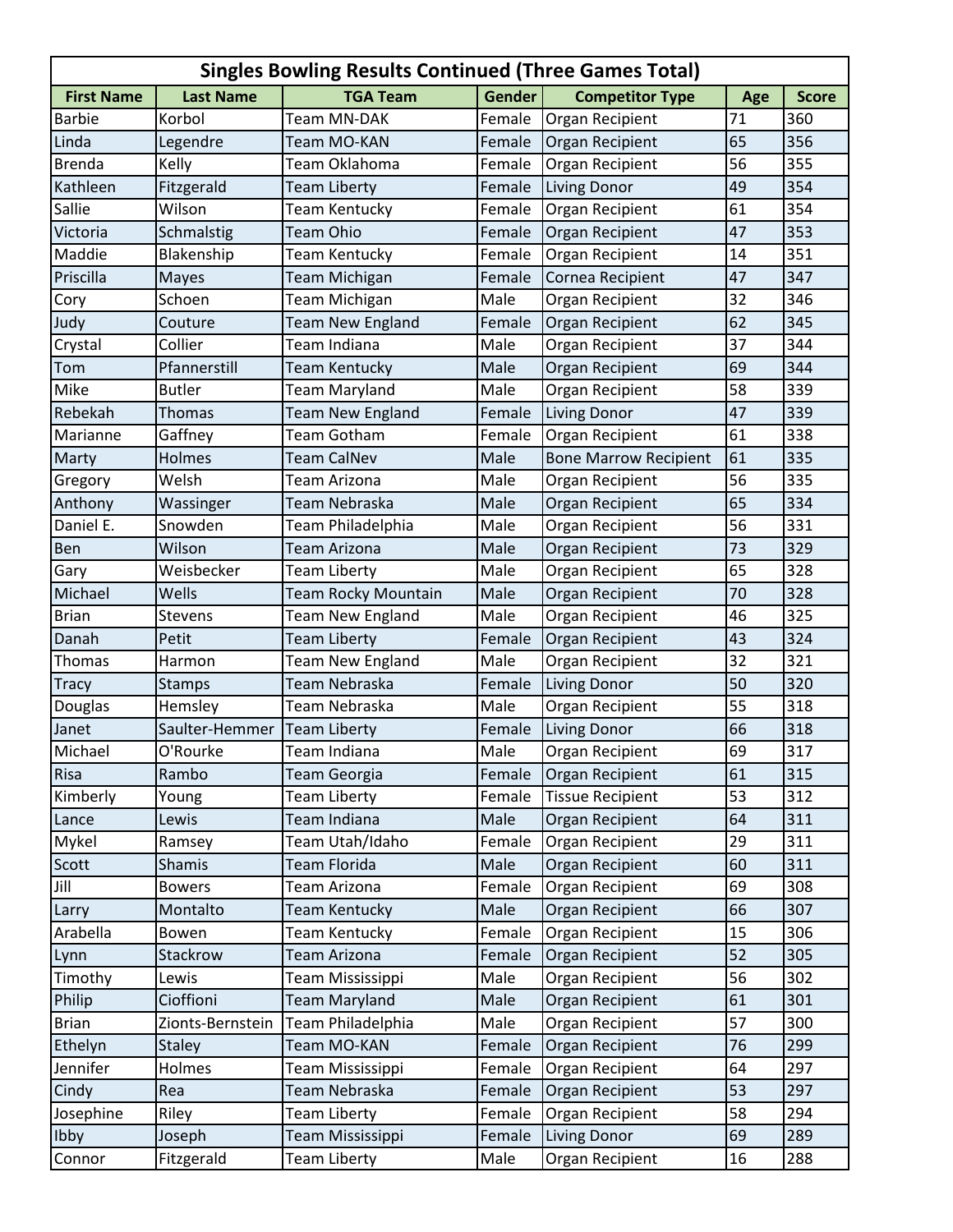| Singles Bowling Results Continued (Three Games Total) | | | | | | |
|---|---|---|---|---|---|---|
| First Name | Last Name | TGA Team | Gender | Competitor Type | Age | Score |
| Barbie | Korbol | Team MN-DAK | Female | Organ Recipient | 71 | 360 |
| Linda | Legendre | Team MO-KAN | Female | Organ Recipient | 65 | 356 |
| Brenda | Kelly | Team Oklahoma | Female | Organ Recipient | 56 | 355 |
| Kathleen | Fitzgerald | Team Liberty | Female | Living Donor | 49 | 354 |
| Sallie | Wilson | Team Kentucky | Female | Organ Recipient | 61 | 354 |
| Victoria | Schmalstig | Team Ohio | Female | Organ Recipient | 47 | 353 |
| Maddie | Blakenship | Team Kentucky | Female | Organ Recipient | 14 | 351 |
| Priscilla | Mayes | Team Michigan | Female | Cornea Recipient | 47 | 347 |
| Cory | Schoen | Team Michigan | Male | Organ Recipient | 32 | 346 |
| Judy | Couture | Team New England | Female | Organ Recipient | 62 | 345 |
| Crystal | Collier | Team Indiana | Male | Organ Recipient | 37 | 344 |
| Tom | Pfannerstill | Team Kentucky | Male | Organ Recipient | 69 | 344 |
| Mike | Butler | Team Maryland | Male | Organ Recipient | 58 | 339 |
| Rebekah | Thomas | Team New England | Female | Living Donor | 47 | 339 |
| Marianne | Gaffney | Team Gotham | Female | Organ Recipient | 61 | 338 |
| Marty | Holmes | Team CalNev | Male | Bone Marrow Recipient | 61 | 335 |
| Gregory | Welsh | Team Arizona | Male | Organ Recipient | 56 | 335 |
| Anthony | Wassinger | Team Nebraska | Male | Organ Recipient | 65 | 334 |
| Daniel E. | Snowden | Team Philadelphia | Male | Organ Recipient | 56 | 331 |
| Ben | Wilson | Team Arizona | Male | Organ Recipient | 73 | 329 |
| Gary | Weisbecker | Team Liberty | Male | Organ Recipient | 65 | 328 |
| Michael | Wells | Team Rocky Mountain | Male | Organ Recipient | 70 | 328 |
| Brian | Stevens | Team New England | Male | Organ Recipient | 46 | 325 |
| Danah | Petit | Team Liberty | Female | Organ Recipient | 43 | 324 |
| Thomas | Harmon | Team New England | Male | Organ Recipient | 32 | 321 |
| Tracy | Stamps | Team Nebraska | Female | Living Donor | 50 | 320 |
| Douglas | Hemsley | Team Nebraska | Male | Organ Recipient | 55 | 318 |
| Janet | Saulter-Hemmer | Team Liberty | Female | Living Donor | 66 | 318 |
| Michael | O'Rourke | Team Indiana | Male | Organ Recipient | 69 | 317 |
| Risa | Rambo | Team Georgia | Female | Organ Recipient | 61 | 315 |
| Kimberly | Young | Team Liberty | Female | Tissue Recipient | 53 | 312 |
| Lance | Lewis | Team Indiana | Male | Organ Recipient | 64 | 311 |
| Mykel | Ramsey | Team Utah/Idaho | Female | Organ Recipient | 29 | 311 |
| Scott | Shamis | Team Florida | Male | Organ Recipient | 60 | 311 |
| Jill | Bowers | Team Arizona | Female | Organ Recipient | 69 | 308 |
| Larry | Montalto | Team Kentucky | Male | Organ Recipient | 66 | 307 |
| Arabella | Bowen | Team Kentucky | Female | Organ Recipient | 15 | 306 |
| Lynn | Stackrow | Team Arizona | Female | Organ Recipient | 52 | 305 |
| Timothy | Lewis | Team Mississippi | Male | Organ Recipient | 56 | 302 |
| Philip | Cioffioni | Team Maryland | Male | Organ Recipient | 61 | 301 |
| Brian | Zionts-Bernstein | Team Philadelphia | Male | Organ Recipient | 57 | 300 |
| Ethelyn | Staley | Team MO-KAN | Female | Organ Recipient | 76 | 299 |
| Jennifer | Holmes | Team Mississippi | Female | Organ Recipient | 64 | 297 |
| Cindy | Rea | Team Nebraska | Female | Organ Recipient | 53 | 297 |
| Josephine | Riley | Team Liberty | Female | Organ Recipient | 58 | 294 |
| Ibby | Joseph | Team Mississippi | Female | Living Donor | 69 | 289 |
| Connor | Fitzgerald | Team Liberty | Male | Organ Recipient | 16 | 288 |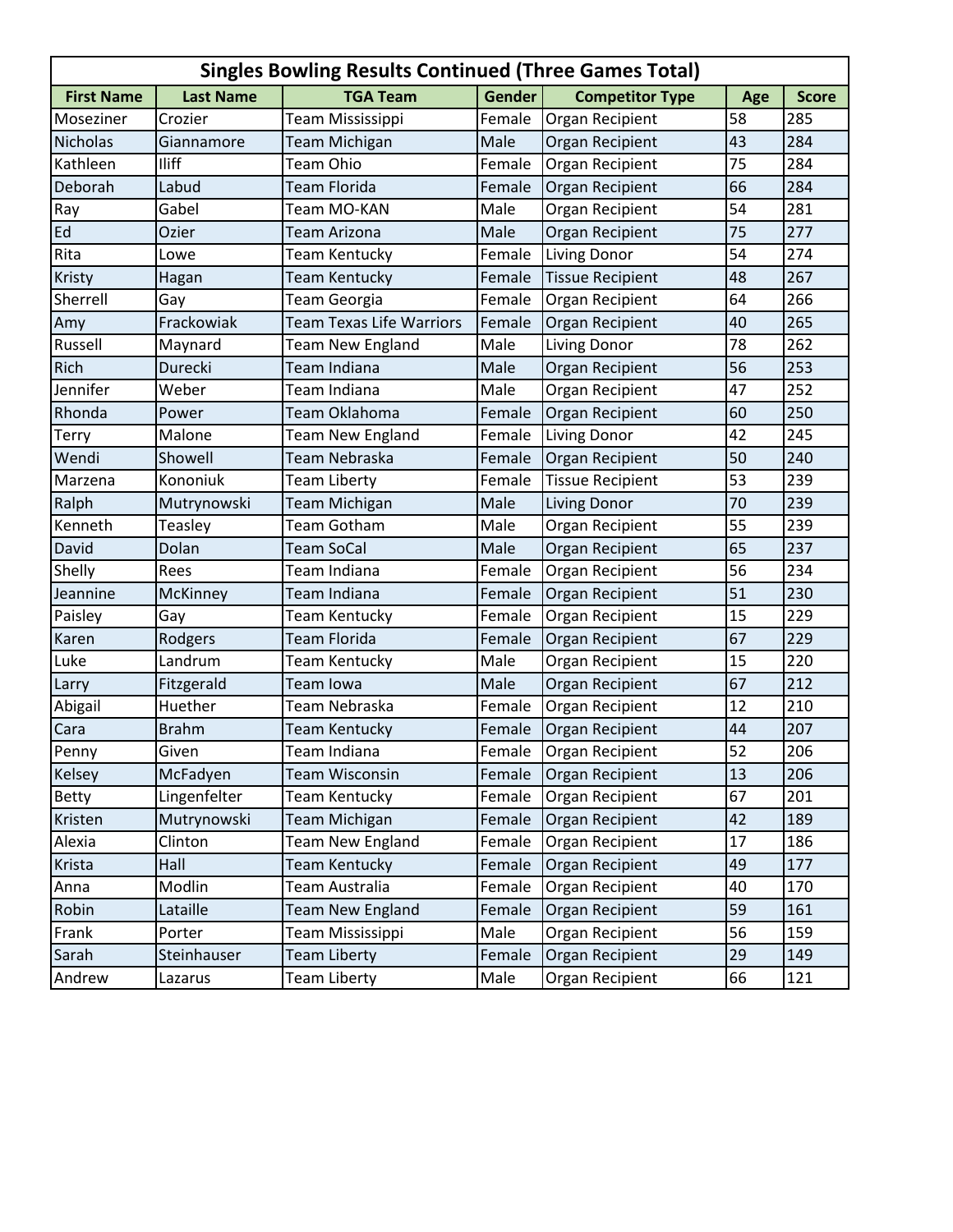## Singles Bowling Results Continued (Three Games Total)

| First Name | Last Name | TGA Team | Gender | Competitor Type | Age | Score |
|---|---|---|---|---|---|---|
| Moseziner | Crozier | Team Mississippi | Female | Organ Recipient | 58 | 285 |
| Nicholas | Giannamore | Team Michigan | Male | Organ Recipient | 43 | 284 |
| Kathleen | Iliff | Team Ohio | Female | Organ Recipient | 75 | 284 |
| Deborah | Labud | Team Florida | Female | Organ Recipient | 66 | 284 |
| Ray | Gabel | Team MO-KAN | Male | Organ Recipient | 54 | 281 |
| Ed | Ozier | Team Arizona | Male | Organ Recipient | 75 | 277 |
| Rita | Lowe | Team Kentucky | Female | Living Donor | 54 | 274 |
| Kristy | Hagan | Team Kentucky | Female | Tissue Recipient | 48 | 267 |
| Sherrell | Gay | Team Georgia | Female | Organ Recipient | 64 | 266 |
| Amy | Frackowiak | Team Texas Life Warriors | Female | Organ Recipient | 40 | 265 |
| Russell | Maynard | Team New England | Male | Living Donor | 78 | 262 |
| Rich | Durecki | Team Indiana | Male | Organ Recipient | 56 | 253 |
| Jennifer | Weber | Team Indiana | Male | Organ Recipient | 47 | 252 |
| Rhonda | Power | Team Oklahoma | Female | Organ Recipient | 60 | 250 |
| Terry | Malone | Team New England | Female | Living Donor | 42 | 245 |
| Wendi | Showell | Team Nebraska | Female | Organ Recipient | 50 | 240 |
| Marzena | Kononiuk | Team Liberty | Female | Tissue Recipient | 53 | 239 |
| Ralph | Mutrynowski | Team Michigan | Male | Living Donor | 70 | 239 |
| Kenneth | Teasley | Team Gotham | Male | Organ Recipient | 55 | 239 |
| David | Dolan | Team SoCal | Male | Organ Recipient | 65 | 237 |
| Shelly | Rees | Team Indiana | Female | Organ Recipient | 56 | 234 |
| Jeannine | McKinney | Team Indiana | Female | Organ Recipient | 51 | 230 |
| Paisley | Gay | Team Kentucky | Female | Organ Recipient | 15 | 229 |
| Karen | Rodgers | Team Florida | Female | Organ Recipient | 67 | 229 |
| Luke | Landrum | Team Kentucky | Male | Organ Recipient | 15 | 220 |
| Larry | Fitzgerald | Team Iowa | Male | Organ Recipient | 67 | 212 |
| Abigail | Huether | Team Nebraska | Female | Organ Recipient | 12 | 210 |
| Cara | Brahm | Team Kentucky | Female | Organ Recipient | 44 | 207 |
| Penny | Given | Team Indiana | Female | Organ Recipient | 52 | 206 |
| Kelsey | McFadyen | Team Wisconsin | Female | Organ Recipient | 13 | 206 |
| Betty | Lingenfelter | Team Kentucky | Female | Organ Recipient | 67 | 201 |
| Kristen | Mutrynowski | Team Michigan | Female | Organ Recipient | 42 | 189 |
| Alexia | Clinton | Team New England | Female | Organ Recipient | 17 | 186 |
| Krista | Hall | Team Kentucky | Female | Organ Recipient | 49 | 177 |
| Anna | Modlin | Team Australia | Female | Organ Recipient | 40 | 170 |
| Robin | Lataille | Team New England | Female | Organ Recipient | 59 | 161 |
| Frank | Porter | Team Mississippi | Male | Organ Recipient | 56 | 159 |
| Sarah | Steinhauser | Team Liberty | Female | Organ Recipient | 29 | 149 |
| Andrew | Lazarus | Team Liberty | Male | Organ Recipient | 66 | 121 |